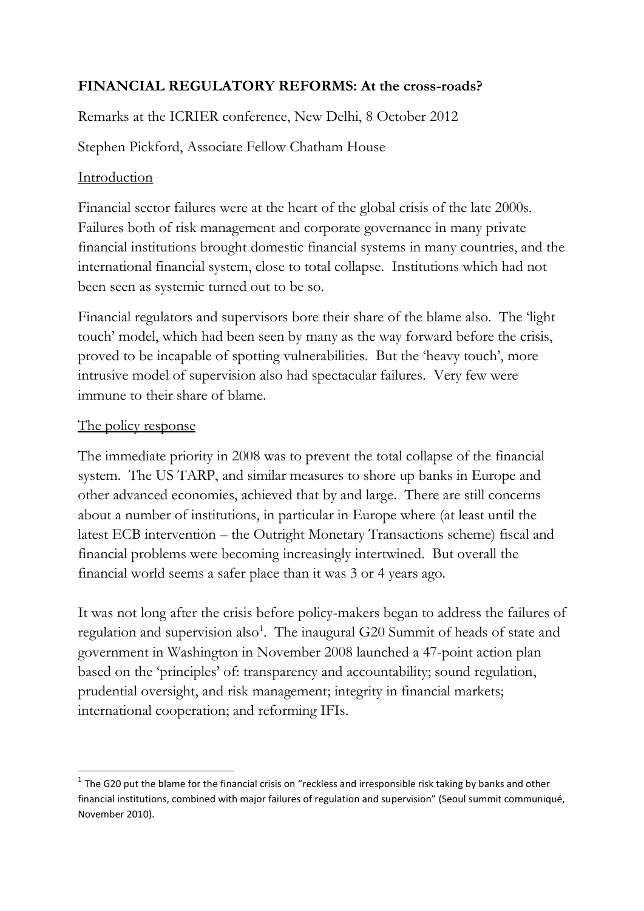# FINANCIAL REGULATORY REFORMS: At the cross-roads?

Remarks at the ICRIER conference, New Delhi, 8 October 2012

Stephen Pickford, Associate Fellow Chatham House

## Introduction

Financial sector failures were at the heart of the global crisis of the late 2000s. Failures both of risk management and corporate governance in many private financial institutions brought domestic financial systems in many countries, and the international financial system, close to total collapse. Institutions which had not been seen as systemic turned out to be so.

Financial regulators and supervisors bore their share of the blame also. The 'light touch' model, which had been seen by many as the way forward before the crisis, proved to be incapable of spotting vulnerabilities. But the 'heavy touch', more intrusive model of supervision also had spectacular failures. Very few were immune to their share of blame.

## The policy response

The immediate priority in 2008 was to prevent the total collapse of the financial system. The US TARP, and similar measures to shore up banks in Europe and other advanced economies, achieved that by and large. There are still concerns about a number of institutions, in particular in Europe where (at least until the latest ECB intervention – the Outright Monetary Transactions scheme) fiscal and financial problems were becoming increasingly intertwined. But overall the financial world seems a safer place than it was 3 or 4 years ago.

It was not long after the crisis before policy-makers began to address the failures of regulation and supervision also[1]. The inaugural G20 Summit of heads of state and government in Washington in November 2008 launched a 47-point action plan based on the 'principles' of: transparency and accountability; sound regulation, prudential oversight, and risk management; integrity in financial markets; international cooperation; and reforming IFIs.

---

[1] The G20 put the blame for the financial crisis on "reckless and irresponsible risk taking by banks and other financial institutions, combined with major failures of regulation and supervision" (Seoul summit communiqué, November 2010).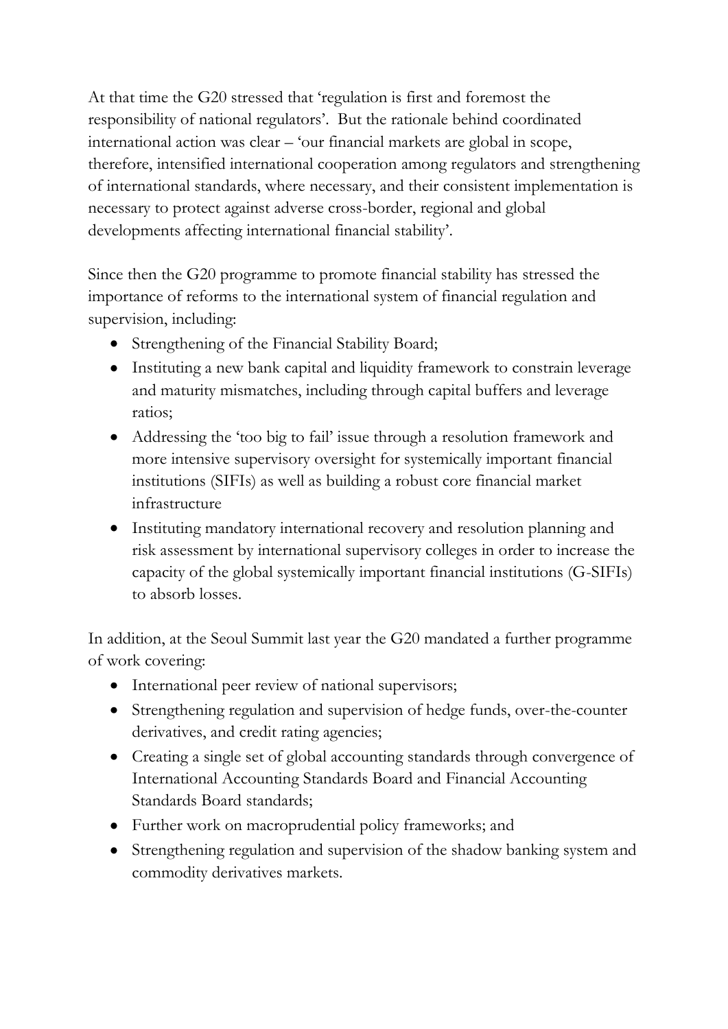At that time the G20 stressed that 'regulation is first and foremost the responsibility of national regulators'. But the rationale behind coordinated international action was clear – 'our financial markets are global in scope, therefore, intensified international cooperation among regulators and strengthening of international standards, where necessary, and their consistent implementation is necessary to protect against adverse cross-border, regional and global developments affecting international financial stability'.

Since then the G20 programme to promote financial stability has stressed the importance of reforms to the international system of financial regulation and supervision, including:

- Strengthening of the Financial Stability Board;
- Instituting a new bank capital and liquidity framework to constrain leverage and maturity mismatches, including through capital buffers and leverage ratios;
- Addressing the 'too big to fail' issue through a resolution framework and more intensive supervisory oversight for systemically important financial institutions (SIFIs) as well as building a robust core financial market infrastructure
- Instituting mandatory international recovery and resolution planning and risk assessment by international supervisory colleges in order to increase the capacity of the global systemically important financial institutions (G-SIFIs) to absorb losses.

In addition, at the Seoul Summit last year the G20 mandated a further programme of work covering:

- International peer review of national supervisors;
- Strengthening regulation and supervision of hedge funds, over-the-counter derivatives, and credit rating agencies;
- Creating a single set of global accounting standards through convergence of International Accounting Standards Board and Financial Accounting Standards Board standards;
- Further work on macroprudential policy frameworks; and
- Strengthening regulation and supervision of the shadow banking system and commodity derivatives markets.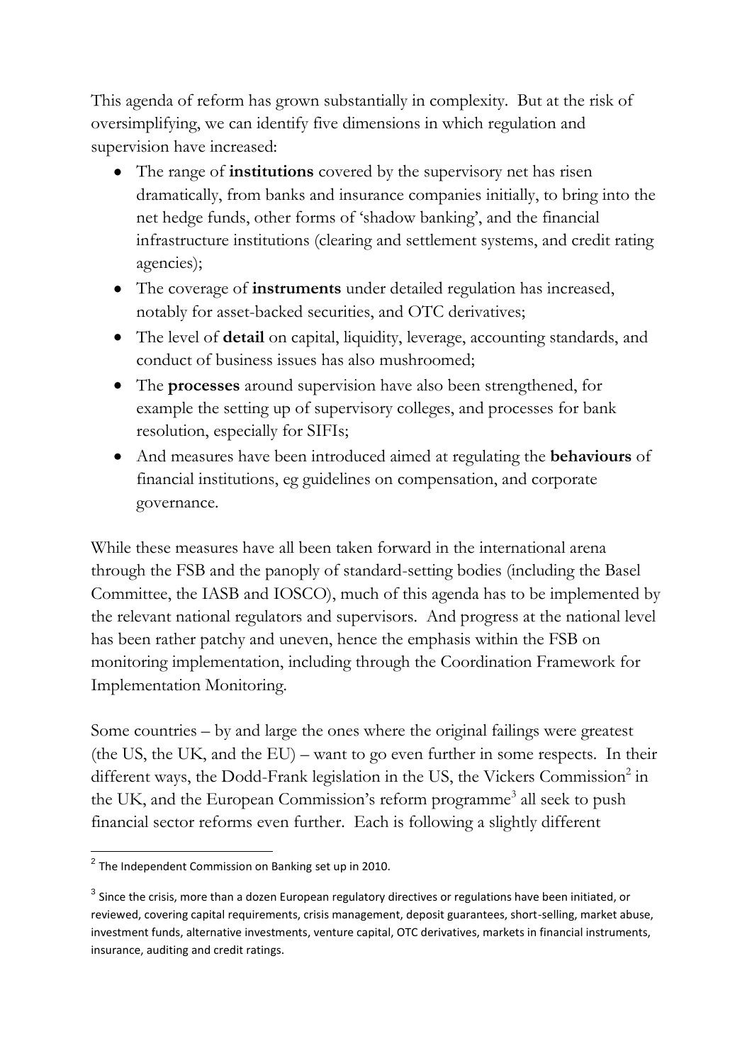This agenda of reform has grown substantially in complexity. But at the risk of oversimplifying, we can identify five dimensions in which regulation and supervision have increased:

- The range of **institutions** covered by the supervisory net has risen dramatically, from banks and insurance companies initially, to bring into the net hedge funds, other forms of 'shadow banking', and the financial infrastructure institutions (clearing and settlement systems, and credit rating agencies);
- The coverage of **instruments** under detailed regulation has increased, notably for asset-backed securities, and OTC derivatives;
- The level of **detail** on capital, liquidity, leverage, accounting standards, and conduct of business issues has also mushroomed;
- The **processes** around supervision have also been strengthened, for example the setting up of supervisory colleges, and processes for bank resolution, especially for SIFIs;
- And measures have been introduced aimed at regulating the **behaviours** of financial institutions, eg guidelines on compensation, and corporate governance.

While these measures have all been taken forward in the international arena through the FSB and the panoply of standard-setting bodies (including the Basel Committee, the IASB and IOSCO), much of this agenda has to be implemented by the relevant national regulators and supervisors. And progress at the national level has been rather patchy and uneven, hence the emphasis within the FSB on monitoring implementation, including through the Coordination Framework for Implementation Monitoring.

Some countries – by and large the ones where the original failings were greatest (the US, the UK, and the EU) – want to go even further in some respects. In their different ways, the Dodd-Frank legislation in the US, the Vickers Commission[2] in the UK, and the European Commission's reform programme[3] all seek to push financial sector reforms even further. Each is following a slightly different

---

[2] The Independent Commission on Banking set up in 2010.

[3] Since the crisis, more than a dozen European regulatory directives or regulations have been initiated, or reviewed, covering capital requirements, crisis management, deposit guarantees, short-selling, market abuse, investment funds, alternative investments, venture capital, OTC derivatives, markets in financial instruments, insurance, auditing and credit ratings.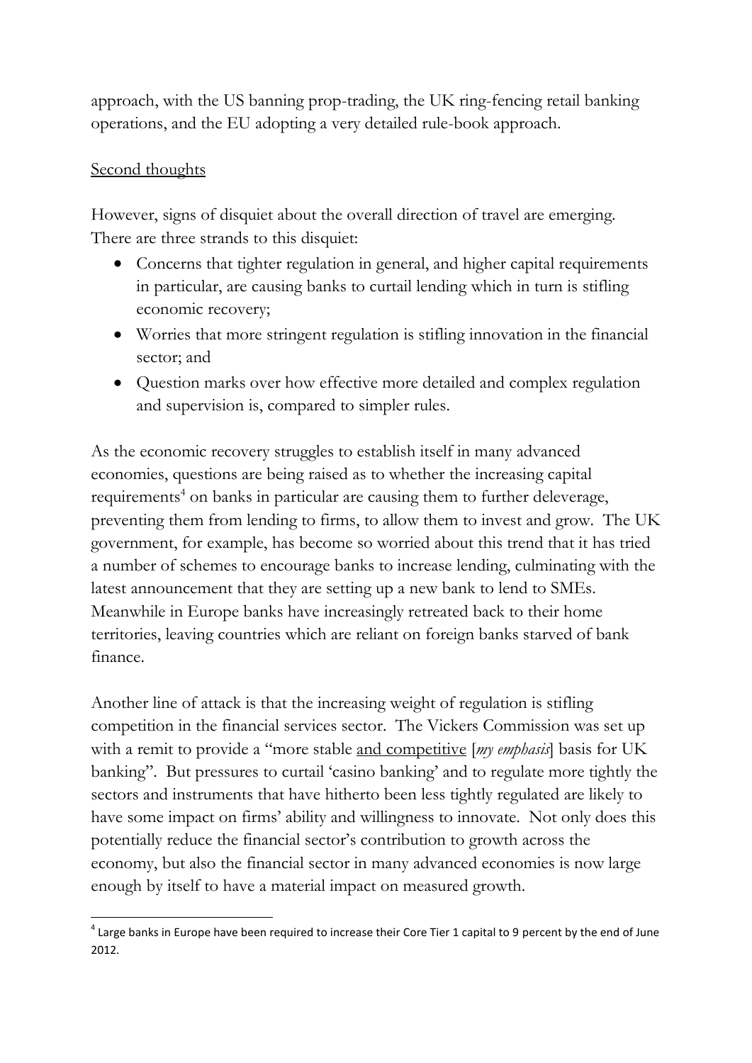approach, with the US banning prop-trading, the UK ring-fencing retail banking operations, and the EU adopting a very detailed rule-book approach.

<u>Second thoughts</u>

However, signs of disquiet about the overall direction of travel are emerging. There are three strands to this disquiet:

- Concerns that tighter regulation in general, and higher capital requirements in particular, are causing banks to curtail lending which in turn is stifling economic recovery;
- Worries that more stringent regulation is stifling innovation in the financial sector; and
- Question marks over how effective more detailed and complex regulation and supervision is, compared to simpler rules.

As the economic recovery struggles to establish itself in many advanced economies, questions are being raised as to whether the increasing capital requirements[4] on banks in particular are causing them to further deleverage, preventing them from lending to firms, to allow them to invest and grow. The UK government, for example, has become so worried about this trend that it has tried a number of schemes to encourage banks to increase lending, culminating with the latest announcement that they are setting up a new bank to lend to SMEs. Meanwhile in Europe banks have increasingly retreated back to their home territories, leaving countries which are reliant on foreign banks starved of bank finance.

Another line of attack is that the increasing weight of regulation is stifling competition in the financial services sector. The Vickers Commission was set up with a remit to provide a "more stable <u>and competitive</u> [*my emphasis*] basis for UK banking". But pressures to curtail 'casino banking' and to regulate more tightly the sectors and instruments that have hitherto been less tightly regulated are likely to have some impact on firms' ability and willingness to innovate. Not only does this potentially reduce the financial sector's contribution to growth across the economy, but also the financial sector in many advanced economies is now large enough by itself to have a material impact on measured growth.

---

[4] Large banks in Europe have been required to increase their Core Tier 1 capital to 9 percent by the end of June 2012.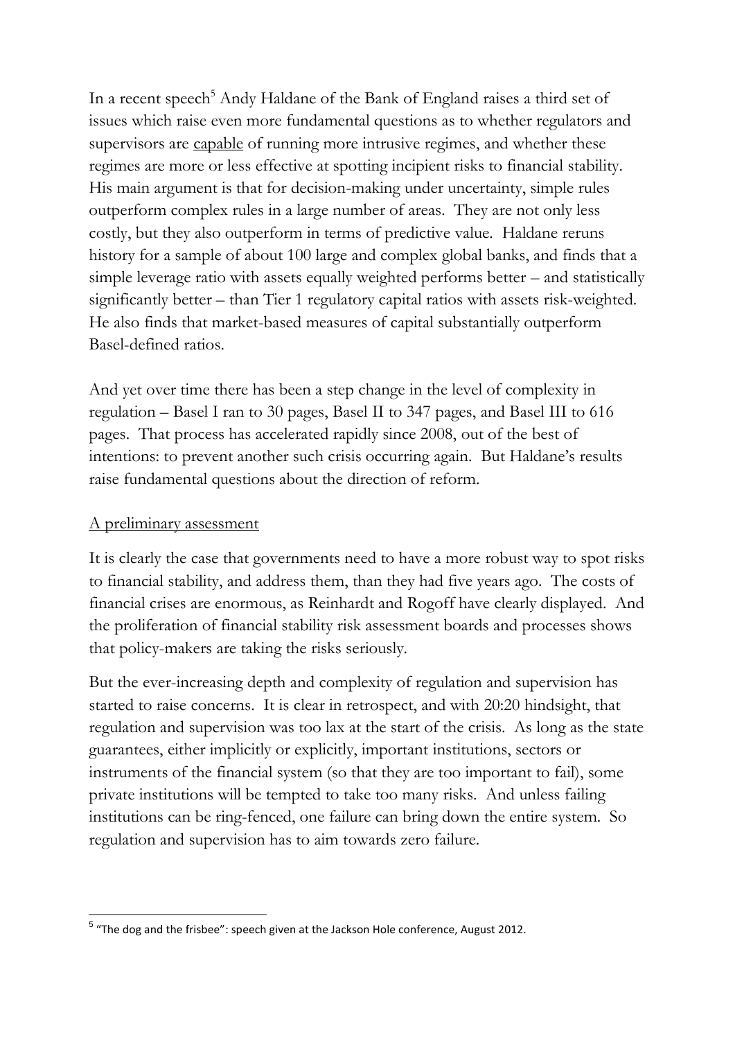In a recent speech[5] Andy Haldane of the Bank of England raises a third set of issues which raise even more fundamental questions as to whether regulators and supervisors are <u>capable</u> of running more intrusive regimes, and whether these regimes are more or less effective at spotting incipient risks to financial stability. His main argument is that for decision-making under uncertainty, simple rules outperform complex rules in a large number of areas. They are not only less costly, but they also outperform in terms of predictive value. Haldane reruns history for a sample of about 100 large and complex global banks, and finds that a simple leverage ratio with assets equally weighted performs better – and statistically significantly better – than Tier 1 regulatory capital ratios with assets risk-weighted. He also finds that market-based measures of capital substantially outperform Basel-defined ratios.

And yet over time there has been a step change in the level of complexity in regulation – Basel I ran to 30 pages, Basel II to 347 pages, and Basel III to 616 pages. That process has accelerated rapidly since 2008, out of the best of intentions: to prevent another such crisis occurring again. But Haldane's results raise fundamental questions about the direction of reform.

## <u>A preliminary assessment</u>

It is clearly the case that governments need to have a more robust way to spot risks to financial stability, and address them, than they had five years ago. The costs of financial crises are enormous, as Reinhardt and Rogoff have clearly displayed. And the proliferation of financial stability risk assessment boards and processes shows that policy-makers are taking the risks seriously.

But the ever-increasing depth and complexity of regulation and supervision has started to raise concerns. It is clear in retrospect, and with 20:20 hindsight, that regulation and supervision was too lax at the start of the crisis. As long as the state guarantees, either implicitly or explicitly, important institutions, sectors or instruments of the financial system (so that they are too important to fail), some private institutions will be tempted to take too many risks. And unless failing institutions can be ring-fenced, one failure can bring down the entire system. So regulation and supervision has to aim towards zero failure.

---

[5] "The dog and the frisbee": speech given at the Jackson Hole conference, August 2012.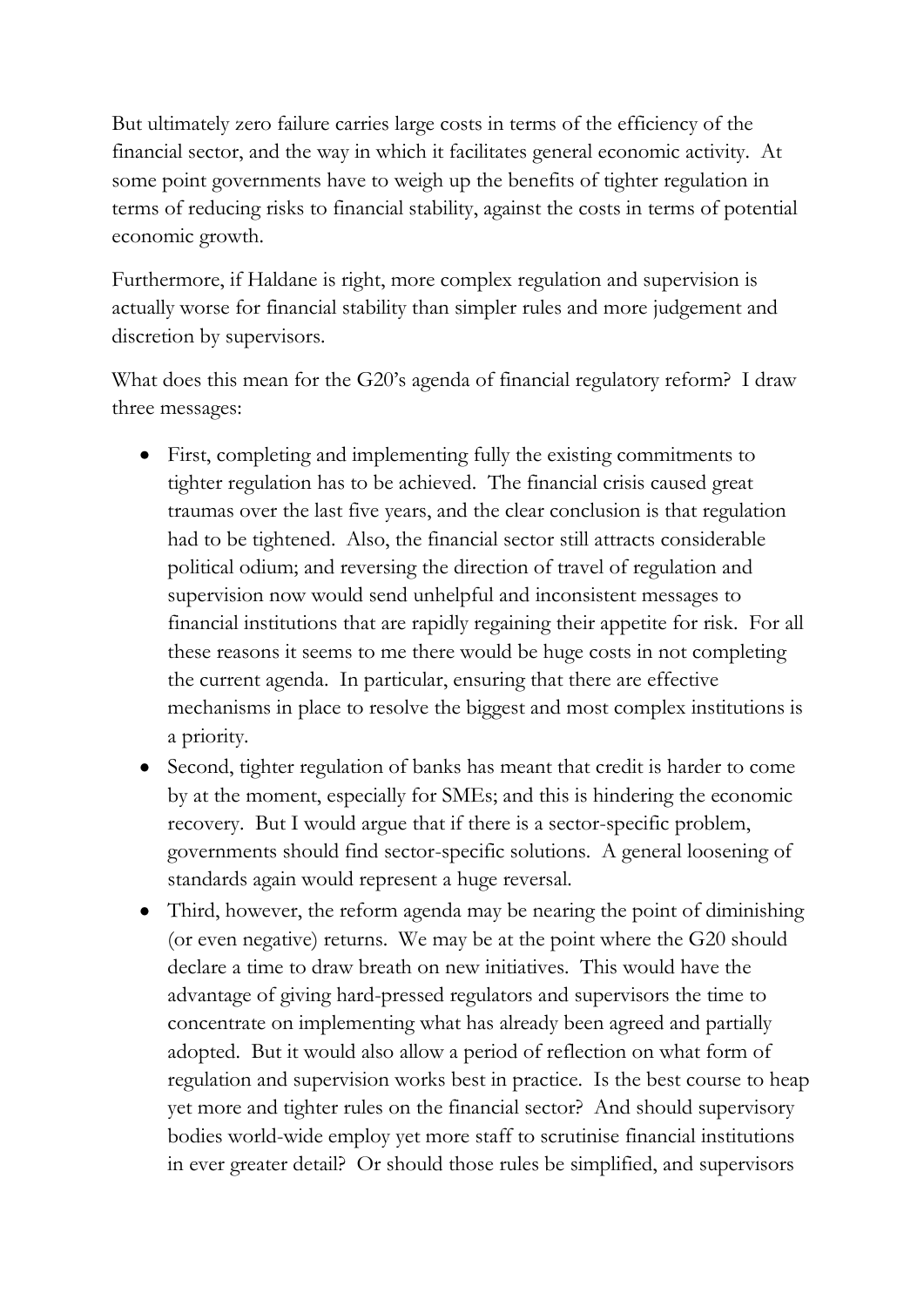But ultimately zero failure carries large costs in terms of the efficiency of the financial sector, and the way in which it facilitates general economic activity. At some point governments have to weigh up the benefits of tighter regulation in terms of reducing risks to financial stability, against the costs in terms of potential economic growth.

Furthermore, if Haldane is right, more complex regulation and supervision is actually worse for financial stability than simpler rules and more judgement and discretion by supervisors.

What does this mean for the G20's agenda of financial regulatory reform? I draw three messages:

- First, completing and implementing fully the existing commitments to tighter regulation has to be achieved. The financial crisis caused great traumas over the last five years, and the clear conclusion is that regulation had to be tightened. Also, the financial sector still attracts considerable political odium; and reversing the direction of travel of regulation and supervision now would send unhelpful and inconsistent messages to financial institutions that are rapidly regaining their appetite for risk. For all these reasons it seems to me there would be huge costs in not completing the current agenda. In particular, ensuring that there are effective mechanisms in place to resolve the biggest and most complex institutions is a priority.
- Second, tighter regulation of banks has meant that credit is harder to come by at the moment, especially for SMEs; and this is hindering the economic recovery. But I would argue that if there is a sector-specific problem, governments should find sector-specific solutions. A general loosening of standards again would represent a huge reversal.
- Third, however, the reform agenda may be nearing the point of diminishing (or even negative) returns. We may be at the point where the G20 should declare a time to draw breath on new initiatives. This would have the advantage of giving hard-pressed regulators and supervisors the time to concentrate on implementing what has already been agreed and partially adopted. But it would also allow a period of reflection on what form of regulation and supervision works best in practice. Is the best course to heap yet more and tighter rules on the financial sector? And should supervisory bodies world-wide employ yet more staff to scrutinise financial institutions in ever greater detail? Or should those rules be simplified, and supervisors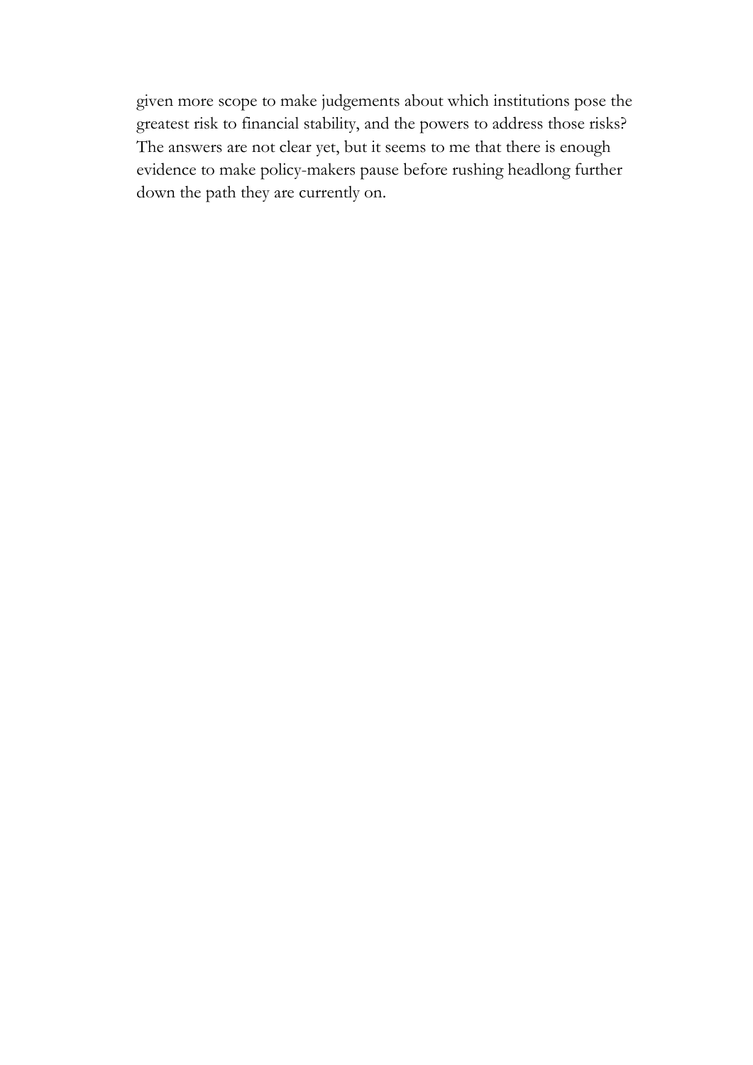given more scope to make judgements about which institutions pose the greatest risk to financial stability, and the powers to address those risks? The answers are not clear yet, but it seems to me that there is enough evidence to make policy-makers pause before rushing headlong further down the path they are currently on.